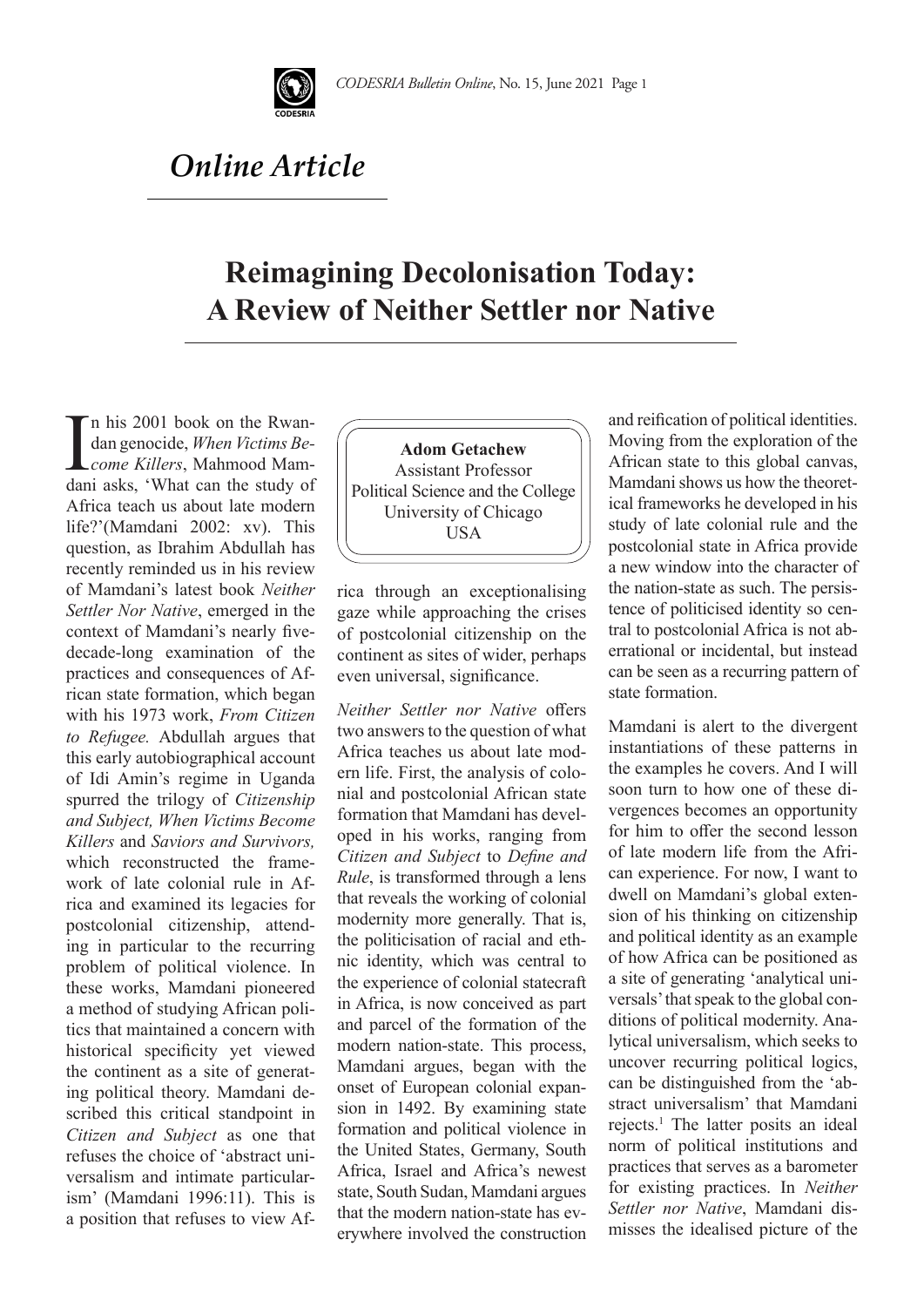*Online Article*

# Reimagining Decolonisation Today: A Review of Neither Settler nor Native

**Adom Getachew**
Assistant Professor
Political Science and the College
University of Chicago
USA

In his 2001 book on the Rwandan genocide, *When Victims Become Killers*, Mahmood Mamdani asks, 'What can the study of Africa teach us about late modern life?'(Mamdani 2002: xv). This question, as Ibrahim Abdullah has recently reminded us in his review of Mamdani's latest book *Neither Settler Nor Native*, emerged in the context of Mamdani's nearly five-decade-long examination of the practices and consequences of African state formation, which began with his 1973 work, *From Citizen to Refugee.* Abdullah argues that this early autobiographical account of Idi Amin's regime in Uganda spurred the trilogy of *Citizenship and Subject, When Victims Become Killers* and *Saviors and Survivors,* which reconstructed the framework of late colonial rule in Africa and examined its legacies for postcolonial citizenship, attending in particular to the recurring problem of political violence. In these works, Mamdani pioneered a method of studying African politics that maintained a concern with historical specificity yet viewed the continent as a site of generating political theory. Mamdani described this critical standpoint in *Citizen and Subject* as one that refuses the choice of 'abstract universalism and intimate particularism' (Mamdani 1996:11). This is a position that refuses to view Africa through an exceptionalising gaze while approaching the crises of postcolonial citizenship on the continent as sites of wider, perhaps even universal, significance.

*Neither Settler nor Native* offers two answers to the question of what Africa teaches us about late modern life. First, the analysis of colonial and postcolonial African state formation that Mamdani has developed in his works, ranging from *Citizen and Subject* to *Define and Rule*, is transformed through a lens that reveals the working of colonial modernity more generally. That is, the politicisation of racial and ethnic identity, which was central to the experience of colonial statecraft in Africa, is now conceived as part and parcel of the formation of the modern nation-state. This process, Mamdani argues, began with the onset of European colonial expansion in 1492. By examining state formation and political violence in the United States, Germany, South Africa, Israel and Africa's newest state, South Sudan, Mamdani argues that the modern nation-state has everywhere involved the construction and reification of political identities. Moving from the exploration of the African state to this global canvas, Mamdani shows us how the theoretical frameworks he developed in his study of late colonial rule and the postcolonial state in Africa provide a new window into the character of the nation-state as such. The persistence of politicised identity so central to postcolonial Africa is not aberrational or incidental, but instead can be seen as a recurring pattern of state formation.

Mamdani is alert to the divergent instantiations of these patterns in the examples he covers. And I will soon turn to how one of these divergences becomes an opportunity for him to offer the second lesson of late modern life from the African experience. For now, I want to dwell on Mamdani's global extension of his thinking on citizenship and political identity as an example of how Africa can be positioned as a site of generating 'analytical universals' that speak to the global conditions of political modernity. Analytical universalism, which seeks to uncover recurring political logics, can be distinguished from the 'abstract universalism' that Mamdani rejects.[1] The latter posits an ideal norm of political institutions and practices that serves as a barometer for existing practices. In *Neither Settler nor Native*, Mamdani dismisses the idealised picture of the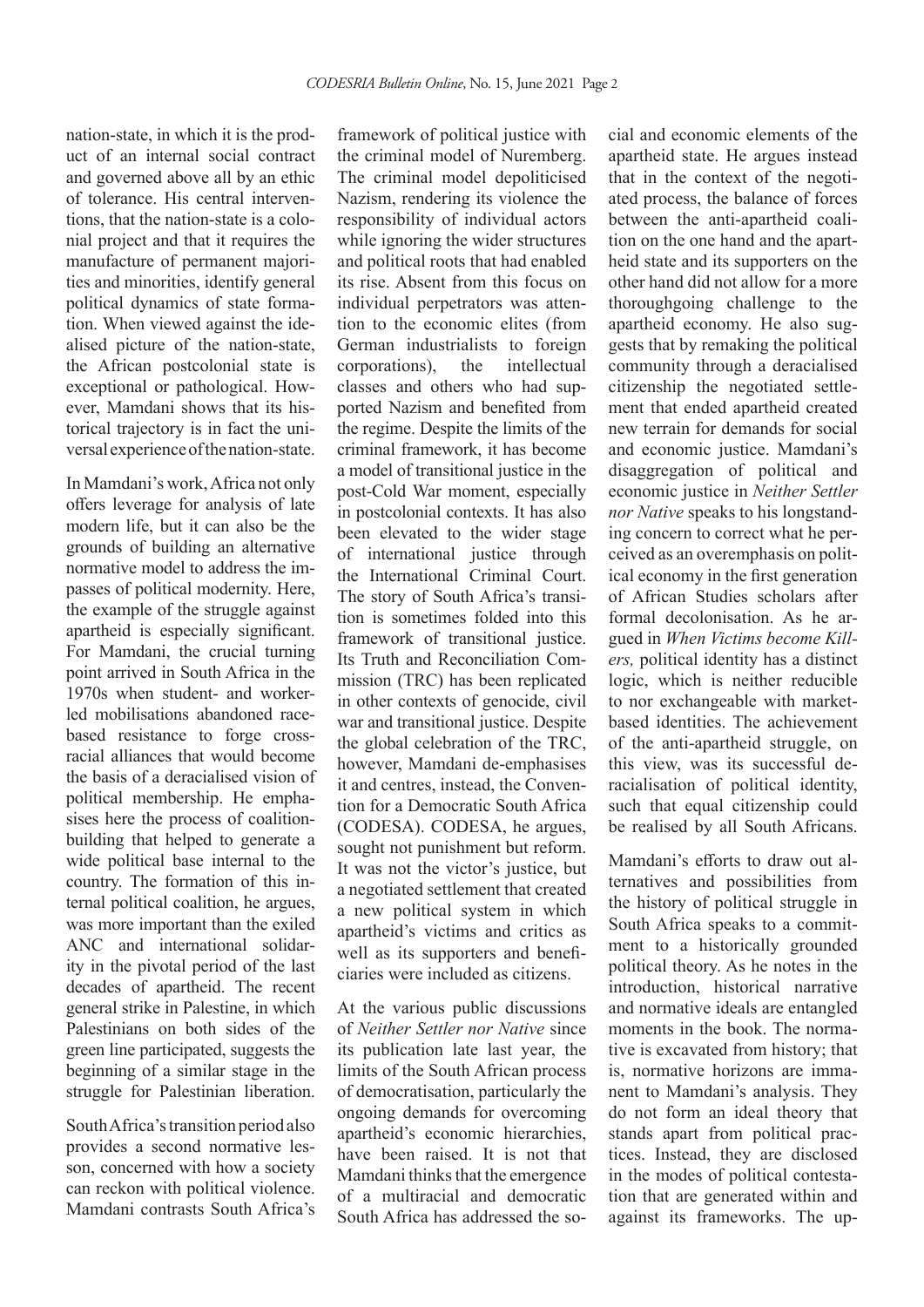nation-state, in which it is the product of an internal social contract and governed above all by an ethic of tolerance. His central interventions, that the nation-state is a colonial project and that it requires the manufacture of permanent majorities and minorities, identify general political dynamics of state formation. When viewed against the idealised picture of the nation-state, the African postcolonial state is exceptional or pathological. However, Mamdani shows that its historical trajectory is in fact the universal experience of the nation-state.

In Mamdani's work, Africa not only offers leverage for analysis of late modern life, but it can also be the grounds of building an alternative normative model to address the impasses of political modernity. Here, the example of the struggle against apartheid is especially significant. For Mamdani, the crucial turning point arrived in South Africa in the 1970s when student- and worker-led mobilisations abandoned race-based resistance to forge cross-racial alliances that would become the basis of a deracialised vision of political membership. He emphasises here the process of coalition-building that helped to generate a wide political base internal to the country. The formation of this internal political coalition, he argues, was more important than the exiled ANC and international solidarity in the pivotal period of the last decades of apartheid. The recent general strike in Palestine, in which Palestinians on both sides of the green line participated, suggests the beginning of a similar stage in the struggle for Palestinian liberation.

South Africa's transition period also provides a second normative lesson, concerned with how a society can reckon with political violence. Mamdani contrasts South Africa's framework of political justice with the criminal model of Nuremberg. The criminal model depoliticised Nazism, rendering its violence the responsibility of individual actors while ignoring the wider structures and political roots that had enabled its rise. Absent from this focus on individual perpetrators was attention to the economic elites (from German industrialists to foreign corporations), the intellectual classes and others who had supported Nazism and benefited from the regime. Despite the limits of the criminal framework, it has become a model of transitional justice in the post-Cold War moment, especially in postcolonial contexts. It has also been elevated to the wider stage of international justice through the International Criminal Court. The story of South Africa's transition is sometimes folded into this framework of transitional justice. Its Truth and Reconciliation Commission (TRC) has been replicated in other contexts of genocide, civil war and transitional justice. Despite the global celebration of the TRC, however, Mamdani de-emphasises it and centres, instead, the Convention for a Democratic South Africa (CODESA). CODESA, he argues, sought not punishment but reform. It was not the victor's justice, but a negotiated settlement that created a new political system in which apartheid's victims and critics as well as its supporters and beneficiaries were included as citizens.

At the various public discussions of *Neither Settler nor Native* since its publication late last year, the limits of the South African process of democratisation, particularly the ongoing demands for overcoming apartheid's economic hierarchies, have been raised. It is not that Mamdani thinks that the emergence of a multiracial and democratic South Africa has addressed the social and economic elements of the apartheid state. He argues instead that in the context of the negotiated process, the balance of forces between the anti-apartheid coalition on the one hand and the apartheid state and its supporters on the other hand did not allow for a more thoroughgoing challenge to the apartheid economy. He also suggests that by remaking the political community through a deracialised citizenship the negotiated settlement that ended apartheid created new terrain for demands for social and economic justice. Mamdani's disaggregation of political and economic justice in *Neither Settler nor Native* speaks to his longstanding concern to correct what he perceived as an overemphasis on political economy in the first generation of African Studies scholars after formal decolonisation. As he argued in *When Victims become Killers,* political identity has a distinct logic, which is neither reducible to nor exchangeable with market-based identities. The achievement of the anti-apartheid struggle, on this view, was its successful deracialisation of political identity, such that equal citizenship could be realised by all South Africans.

Mamdani's efforts to draw out alternatives and possibilities from the history of political struggle in South Africa speaks to a commitment to a historically grounded political theory. As he notes in the introduction, historical narrative and normative ideals are entangled moments in the book. The normative is excavated from history; that is, normative horizons are immanent to Mamdani's analysis. They do not form an ideal theory that stands apart from political practices. Instead, they are disclosed in the modes of political contestation that are generated within and against its frameworks. The up-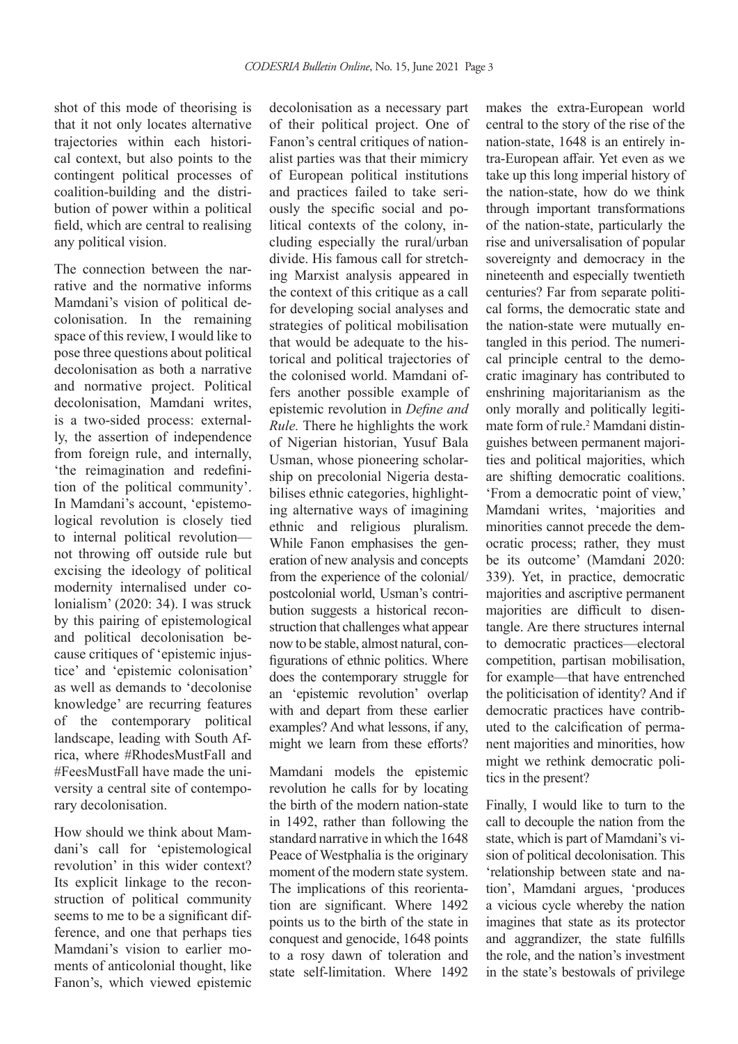shot of this mode of theorising is that it not only locates alternative trajectories within each historical context, but also points to the contingent political processes of coalition-building and the distribution of power within a political field, which are central to realising any political vision.

The connection between the narrative and the normative informs Mamdani's vision of political decolonisation. In the remaining space of this review, I would like to pose three questions about political decolonisation as both a narrative and normative project. Political decolonisation, Mamdani writes, is a two-sided process: externally, the assertion of independence from foreign rule, and internally, 'the reimagination and redefinition of the political community'. In Mamdani's account, 'epistemological revolution is closely tied to internal political revolution—not throwing off outside rule but excising the ideology of political modernity internalised under colonialism' (2020: 34). I was struck by this pairing of epistemological and political decolonisation because critiques of 'epistemic injustice' and 'epistemic colonisation' as well as demands to 'decolonise knowledge' are recurring features of the contemporary political landscape, leading with South Africa, where #RhodesMustFall and #FeesMustFall have made the university a central site of contemporary decolonisation.

How should we think about Mamdani's call for 'epistemological revolution' in this wider context? Its explicit linkage to the reconstruction of political community seems to me to be a significant difference, and one that perhaps ties Mamdani's vision to earlier moments of anticolonial thought, like Fanon's, which viewed epistemic decolonisation as a necessary part of their political project. One of Fanon's central critiques of nationalist parties was that their mimicry of European political institutions and practices failed to take seriously the specific social and political contexts of the colony, including especially the rural/urban divide. His famous call for stretching Marxist analysis appeared in the context of this critique as a call for developing social analyses and strategies of political mobilisation that would be adequate to the historical and political trajectories of the colonised world. Mamdani offers another possible example of epistemic revolution in *Define and Rule.* There he highlights the work of Nigerian historian, Yusuf Bala Usman, whose pioneering scholarship on precolonial Nigeria destabilises ethnic categories, highlighting alternative ways of imagining ethnic and religious pluralism. While Fanon emphasises the generation of new analysis and concepts from the experience of the colonial/postcolonial world, Usman's contribution suggests a historical reconstruction that challenges what appear now to be stable, almost natural, configurations of ethnic politics. Where does the contemporary struggle for an 'epistemic revolution' overlap with and depart from these earlier examples? And what lessons, if any, might we learn from these efforts?

Mamdani models the epistemic revolution he calls for by locating the birth of the modern nation-state in 1492, rather than following the standard narrative in which the 1648 Peace of Westphalia is the originary moment of the modern state system. The implications of this reorientation are significant. Where 1492 points us to the birth of the state in conquest and genocide, 1648 points to a rosy dawn of toleration and state self-limitation. Where 1492 makes the extra-European world central to the story of the rise of the nation-state, 1648 is an entirely intra-European affair. Yet even as we take up this long imperial history of the nation-state, how do we think through important transformations of the nation-state, particularly the rise and universalisation of popular sovereignty and democracy in the nineteenth and especially twentieth centuries? Far from separate political forms, the democratic state and the nation-state were mutually entangled in this period. The numerical principle central to the democratic imaginary has contributed to enshrining majoritarianism as the only morally and politically legitimate form of rule.[2] Mamdani distinguishes between permanent majorities and political majorities, which are shifting democratic coalitions. 'From a democratic point of view,' Mamdani writes, 'majorities and minorities cannot precede the democratic process; rather, they must be its outcome' (Mamdani 2020: 339). Yet, in practice, democratic majorities and ascriptive permanent majorities are difficult to disentangle. Are there structures internal to democratic practices—electoral competition, partisan mobilisation, for example—that have entrenched the politicisation of identity? And if democratic practices have contributed to the calcification of permanent majorities and minorities, how might we rethink democratic politics in the present?

Finally, I would like to turn to the call to decouple the nation from the state, which is part of Mamdani's vision of political decolonisation. This 'relationship between state and nation', Mamdani argues, 'produces a vicious cycle whereby the nation imagines that state as its protector and aggrandizer, the state fulfills the role, and the nation's investment in the state's bestowals of privilege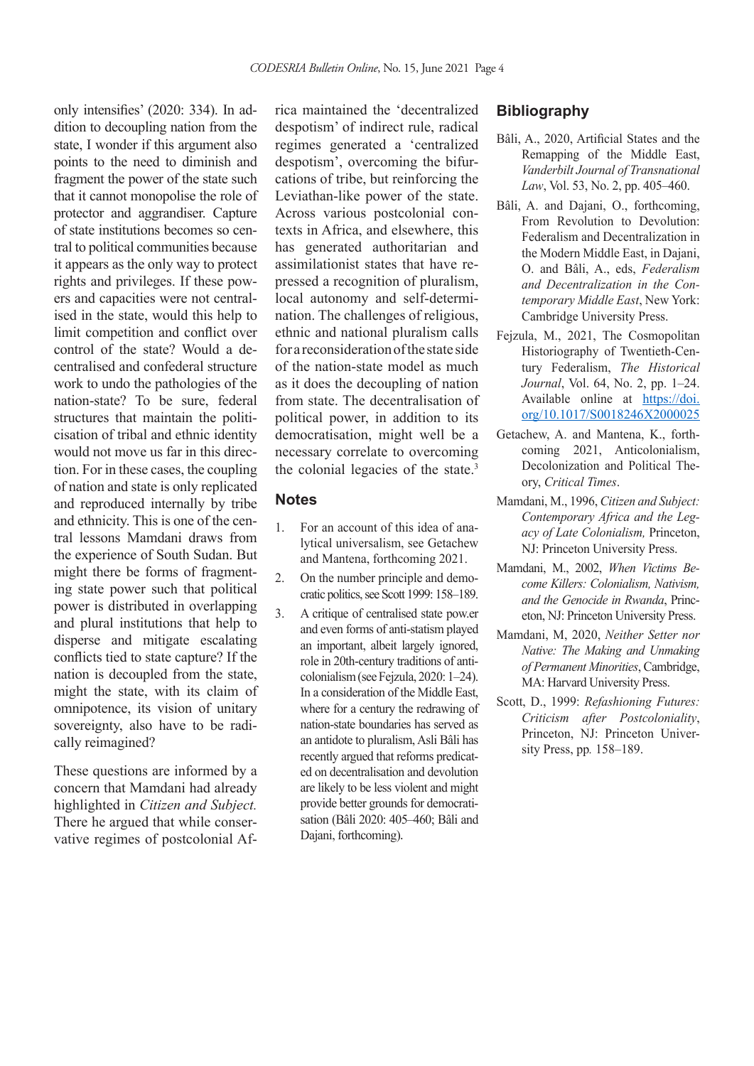only intensifies' (2020: 334). In addition to decoupling nation from the state, I wonder if this argument also points to the need to diminish and fragment the power of the state such that it cannot monopolise the role of protector and aggrandiser. Capture of state institutions becomes so central to political communities because it appears as the only way to protect rights and privileges. If these powers and capacities were not centralised in the state, would this help to limit competition and conflict over control of the state? Would a decentralised and confederal structure work to undo the pathologies of the nation-state? To be sure, federal structures that maintain the politicisation of tribal and ethnic identity would not move us far in this direction. For in these cases, the coupling of nation and state is only replicated and reproduced internally by tribe and ethnicity. This is one of the central lessons Mamdani draws from the experience of South Sudan. But might there be forms of fragmenting state power such that political power is distributed in overlapping and plural institutions that help to disperse and mitigate escalating conflicts tied to state capture? If the nation is decoupled from the state, might the state, with its claim of omnipotence, its vision of unitary sovereignty, also have to be radically reimagined?

These questions are informed by a concern that Mamdani had already highlighted in *Citizen and Subject.* There he argued that while conservative regimes of postcolonial Africa maintained the 'decentralized despotism' of indirect rule, radical regimes generated a 'centralized despotism', overcoming the bifurcations of tribe, but reinforcing the Leviathan-like power of the state. Across various postcolonial contexts in Africa, and elsewhere, this has generated authoritarian and assimilationist states that have repressed a recognition of pluralism, local autonomy and self-determination. The challenges of religious, ethnic and national pluralism calls for a reconsideration of the state side of the nation-state model as much as it does the decoupling of nation from state. The decentralisation of political power, in addition to its democratisation, might well be a necessary correlate to overcoming the colonial legacies of the state.[3]

## Notes

1. For an account of this idea of analytical universalism, see Getachew and Mantena, forthcoming 2021.
2. On the number principle and democratic politics, see Scott 1999: 158–189.
3. A critique of centralised state pow.er and even forms of anti-statism played an important, albeit largely ignored, role in 20th-century traditions of anticolonialism (see Fejzula, 2020: 1–24). In a consideration of the Middle East, where for a century the redrawing of nation-state boundaries has served as an antidote to pluralism, Asli Bâli has recently argued that reforms predicated on decentralisation and devolution are likely to be less violent and might provide better grounds for democratisation (Bâli 2020: 405–460; Bâli and Dajani, forthcoming).

## Bibliography

Bâli, A., 2020, Artificial States and the Remapping of the Middle East, *Vanderbilt Journal of Transnational Law*, Vol. 53, No. 2, pp. 405–460.

Bâli, A. and Dajani, O., forthcoming, From Revolution to Devolution: Federalism and Decentralization in the Modern Middle East, in Dajani, O. and Bâli, A., eds, *Federalism and Decentralization in the Contemporary Middle East*, New York: Cambridge University Press.

Fejzula, M., 2021, The Cosmopolitan Historiography of Twentieth-Century Federalism, *The Historical Journal*, Vol. 64, No. 2, pp. 1–24. Available online at https://doi.org/10.1017/S0018246X2000025

Getachew, A. and Mantena, K., forthcoming 2021, Anticolonialism, Decolonization and Political Theory, *Critical Times*.

Mamdani, M., 1996, *Citizen and Subject: Contemporary Africa and the Legacy of Late Colonialism,* Princeton, NJ: Princeton University Press.

Mamdani, M., 2002, *When Victims Become Killers: Colonialism, Nativism, and the Genocide in Rwanda*, Princeton, NJ: Princeton University Press.

Mamdani, M, 2020, *Neither Setter nor Native: The Making and Unmaking of Permanent Minorities*, Cambridge, MA: Harvard University Press.

Scott, D., 1999: *Refashioning Futures: Criticism after Postcoloniality*, Princeton, NJ: Princeton University Press, pp. 158–189.